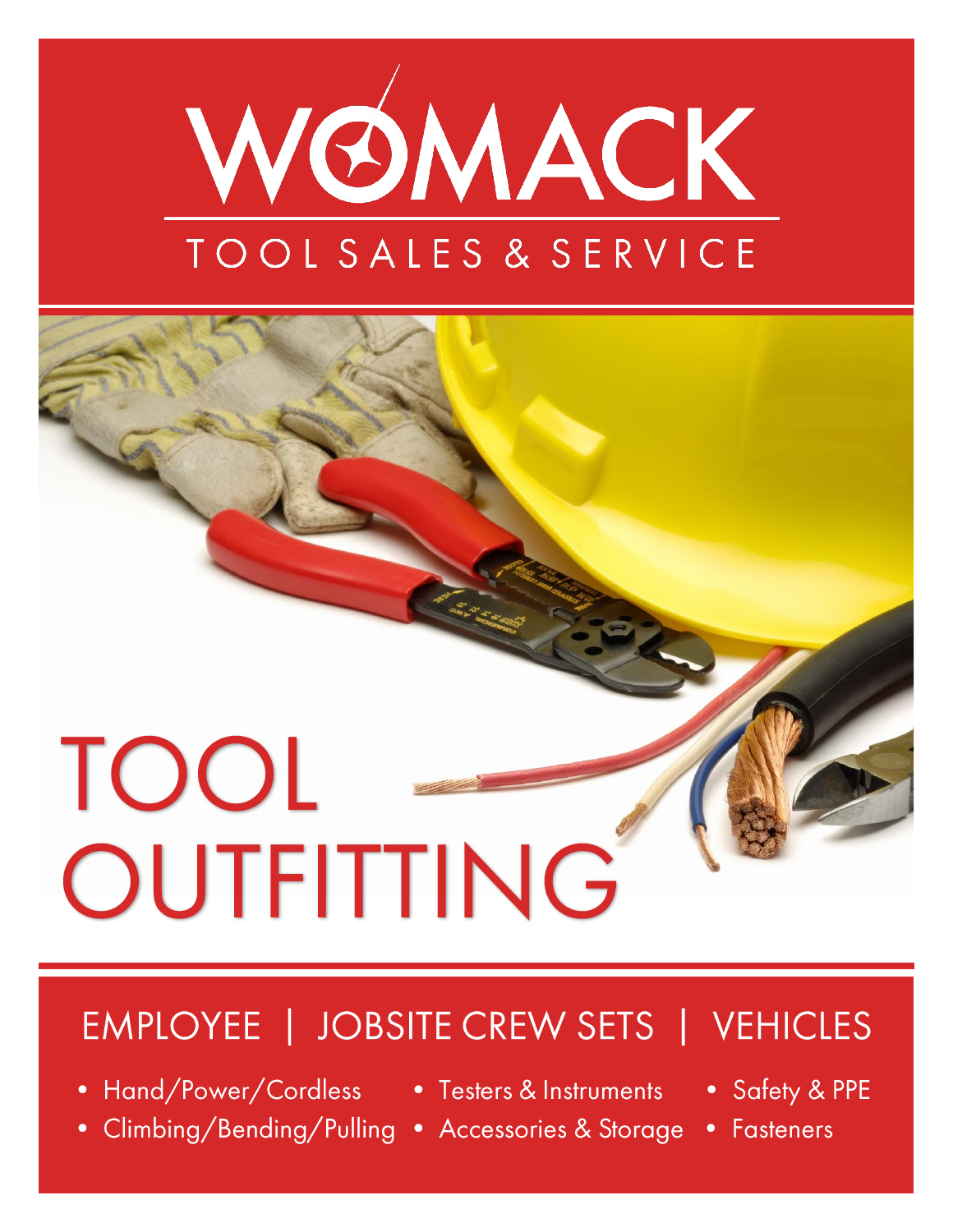# WOMACK

## TOOL SALES & SERVICE

# TOOL OUTFITTING

## EMPLOYEE | JOBSITE CREW SETS | VEHICLES

- Hand/Power/Cordless
- Climbing/Bending/Pulling
- Testers & Instruments
- Accessories & Storage
- Safety & PPE
- Fasteners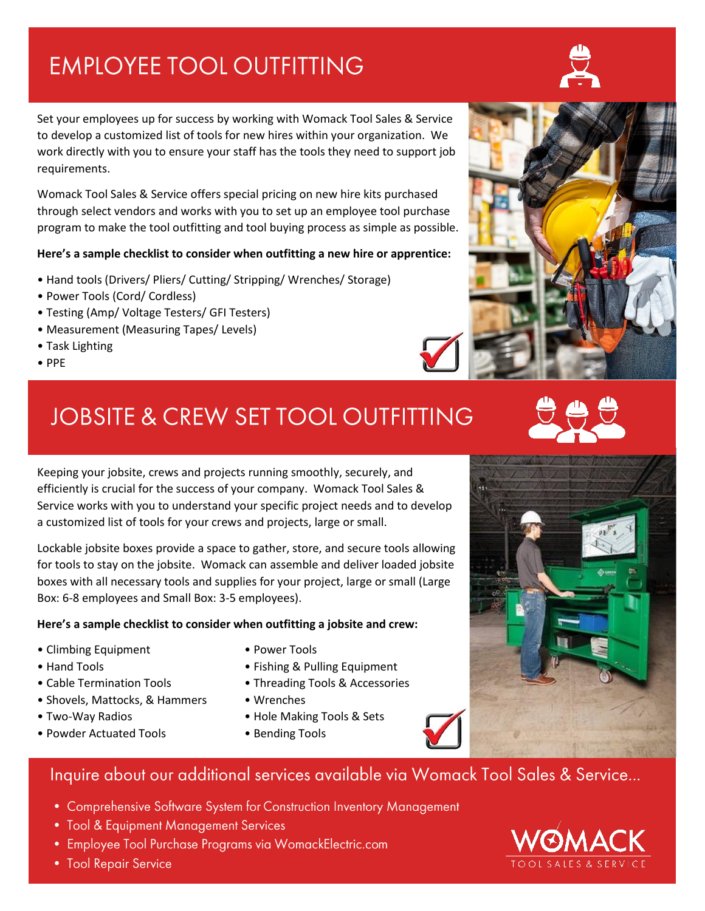# EMPLOYEE TOOL OUTFITTING

Set your employees up for success by working with Womack Tool Sales & Service to develop a customized list of tools for new hires within your organization. We work directly with you to ensure your staff has the tools they need to support job requirements.

Womack Tool Sales & Service offers special pricing on new hire kits purchased through select vendors and works with you to set up an employee tool purchase program to make the tool outfitting and tool buying process as simple as possible.

**Here's a sample checklist to consider when outfitting a new hire or apprentice:**

- Hand tools (Drivers/ Pliers/ Cutting/ Stripping/ Wrenches/ Storage)
- Power Tools (Cord/ Cordless)
- Testing (Amp/ Voltage Testers/ GFI Testers)
- Measurement (Measuring Tapes/ Levels)
- Task Lighting
- PPE

# JOBSITE & CREW SET TOOL OUTFITTING

Keeping your jobsite, crews and projects running smoothly, securely, and efficiently is crucial for the success of your company. Womack Tool Sales & Service works with you to understand your specific project needs and to develop a customized list of tools for your crews and projects, large or small.

Lockable jobsite boxes provide a space to gather, store, and secure tools allowing for tools to stay on the jobsite. Womack can assemble and deliver loaded jobsite boxes with all necessary tools and supplies for your project, large or small (Large Box: 6-8 employees and Small Box: 3-5 employees).

**Here's a sample checklist to consider when outfitting a jobsite and crew:**

- Climbing Equipment
- Hand Tools
- Cable Termination Tools
- Shovels, Mattocks, & Hammers
- Two-Way Radios
- Powder Actuated Tools
- Power Tools
- Fishing & Pulling Equipment
- Threading Tools & Accessories
- Wrenches
- Hole Making Tools & Sets
- Bending Tools

## Inquire about our additional services available via Womack Tool Sales & Service...

- Comprehensive Software System for Construction Inventory Management
- Tool & Equipment Management Services
- Employee Tool Purchase Programs via WomackElectric.com
- Tool Repair Service

WOMACK
TOOL SALES & SERVICE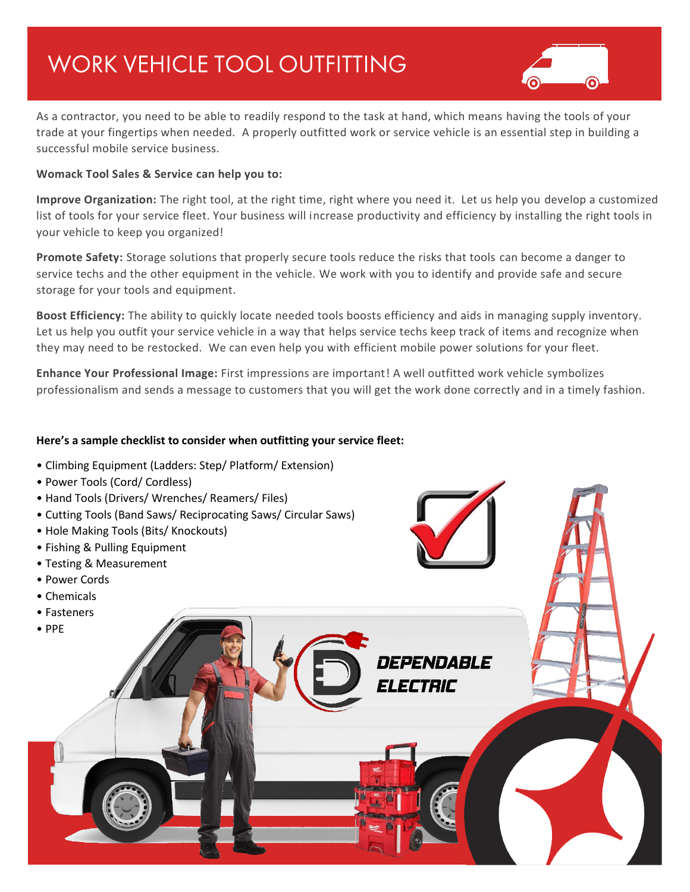# WORK VEHICLE TOOL OUTFITTING

As a contractor, you need to be able to readily respond to the task at hand, which means having the tools of your trade at your fingertips when needed. A properly outfitted work or service vehicle is an essential step in building a successful mobile service business.

**Womack Tool Sales & Service can help you to:**

**Improve Organization:** The right tool, at the right time, right where you need it. Let us help you develop a customized list of tools for your service fleet. Your business will increase productivity and efficiency by installing the right tools in your vehicle to keep you organized!

**Promote Safety:** Storage solutions that properly secure tools reduce the risks that tools can become a danger to service techs and the other equipment in the vehicle. We work with you to identify and provide safe and secure storage for your tools and equipment.

**Boost Efficiency:** The ability to quickly locate needed tools boosts efficiency and aids in managing supply inventory. Let us help you outfit your service vehicle in a way that helps service techs keep track of items and recognize when they may need to be restocked. We can even help you with efficient mobile power solutions for your fleet.

**Enhance Your Professional Image:** First impressions are important! A well outfitted work vehicle symbolizes professionalism and sends a message to customers that you will get the work done correctly and in a timely fashion.

**Here's a sample checklist to consider when outfitting your service fleet:**

- Climbing Equipment (Ladders: Step/ Platform/ Extension)
- Power Tools (Cord/ Cordless)
- Hand Tools (Drivers/ Wrenches/ Reamers/ Files)
- Cutting Tools (Band Saws/ Reciprocating Saws/ Circular Saws)
- Hole Making Tools (Bits/ Knockouts)
- Fishing & Pulling Equipment
- Testing & Measurement
- Power Cords
- Chemicals
- Fasteners
- PPE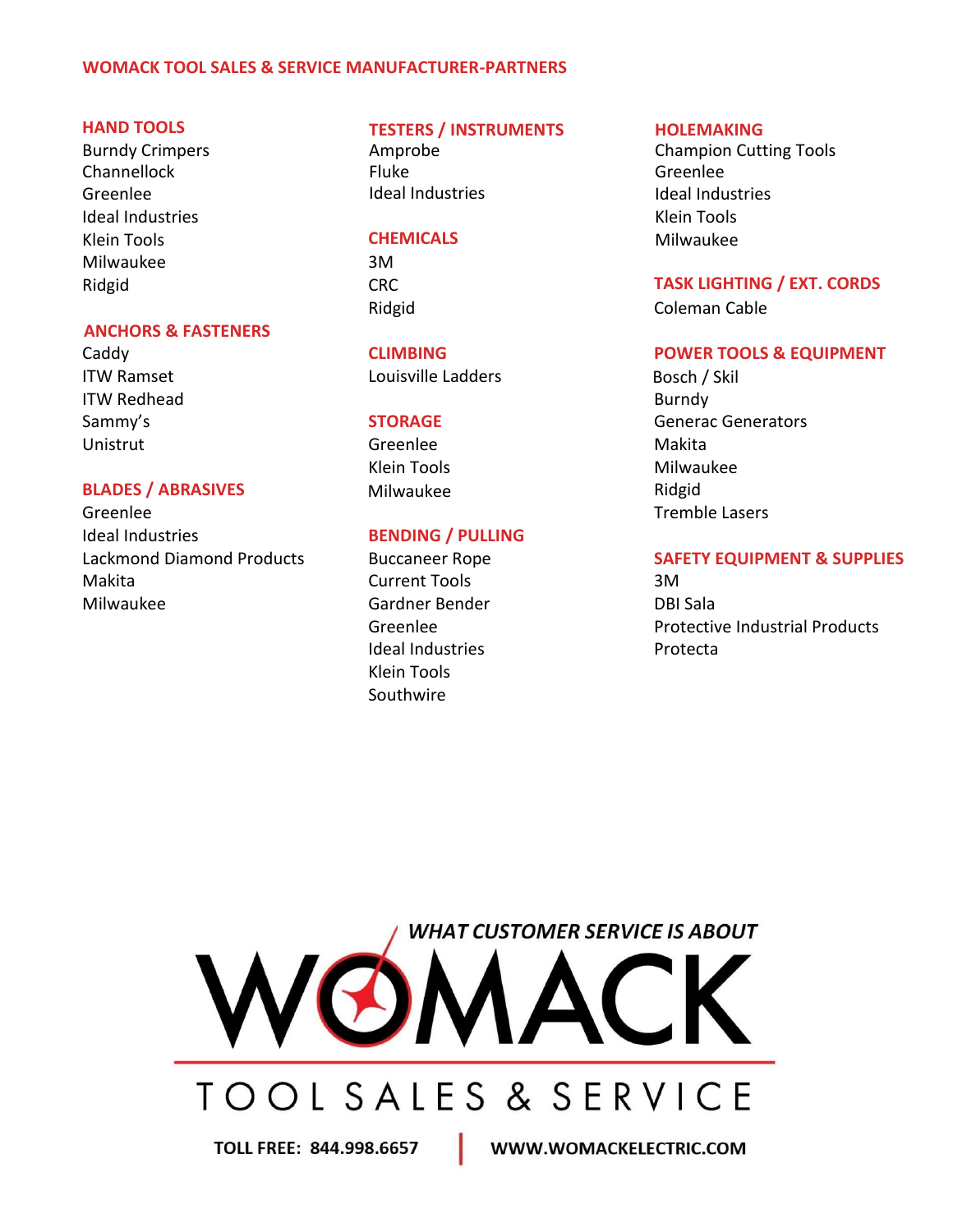# WOMACK TOOL SALES & SERVICE MANUFACTURER-PARTNERS

## HAND TOOLS

Burndy Crimpers
Channellock
Greenlee
Ideal Industries
Klein Tools
Milwaukee
Ridgid

## ANCHORS & FASTENERS

Caddy
ITW Ramset
ITW Redhead
Sammy's
Unistrut

## BLADES / ABRASIVES

Greenlee
Ideal Industries
Lackmond Diamond Products
Makita
Milwaukee

## TESTERS / INSTRUMENTS

Amprobe
Fluke
Ideal Industries

## CHEMICALS

3M
CRC
Ridgid

## CLIMBING

Louisville Ladders

## STORAGE

Greenlee
Klein Tools
Milwaukee

## BENDING / PULLING

Buccaneer Rope
Current Tools
Gardner Bender
Greenlee
Ideal Industries
Klein Tools
Southwire

## HOLEMAKING

Champion Cutting Tools
Greenlee
Ideal Industries
Klein Tools
Milwaukee

## TASK LIGHTING / EXT. CORDS

Coleman Cable

## POWER TOOLS & EQUIPMENT

Bosch / Skil
Burndy
Generac Generators
Makita
Milwaukee
Ridgid
Tremble Lasers

## SAFETY EQUIPMENT & SUPPLIES

3M
DBI Sala
Protective Industrial Products
Protecta

*WHAT CUSTOMER SERVICE IS ABOUT*

**WOMACK**

TOOL SALES & SERVICE

**TOLL FREE: 844.998.6657** | **WWW.WOMACKELECTRIC.COM**